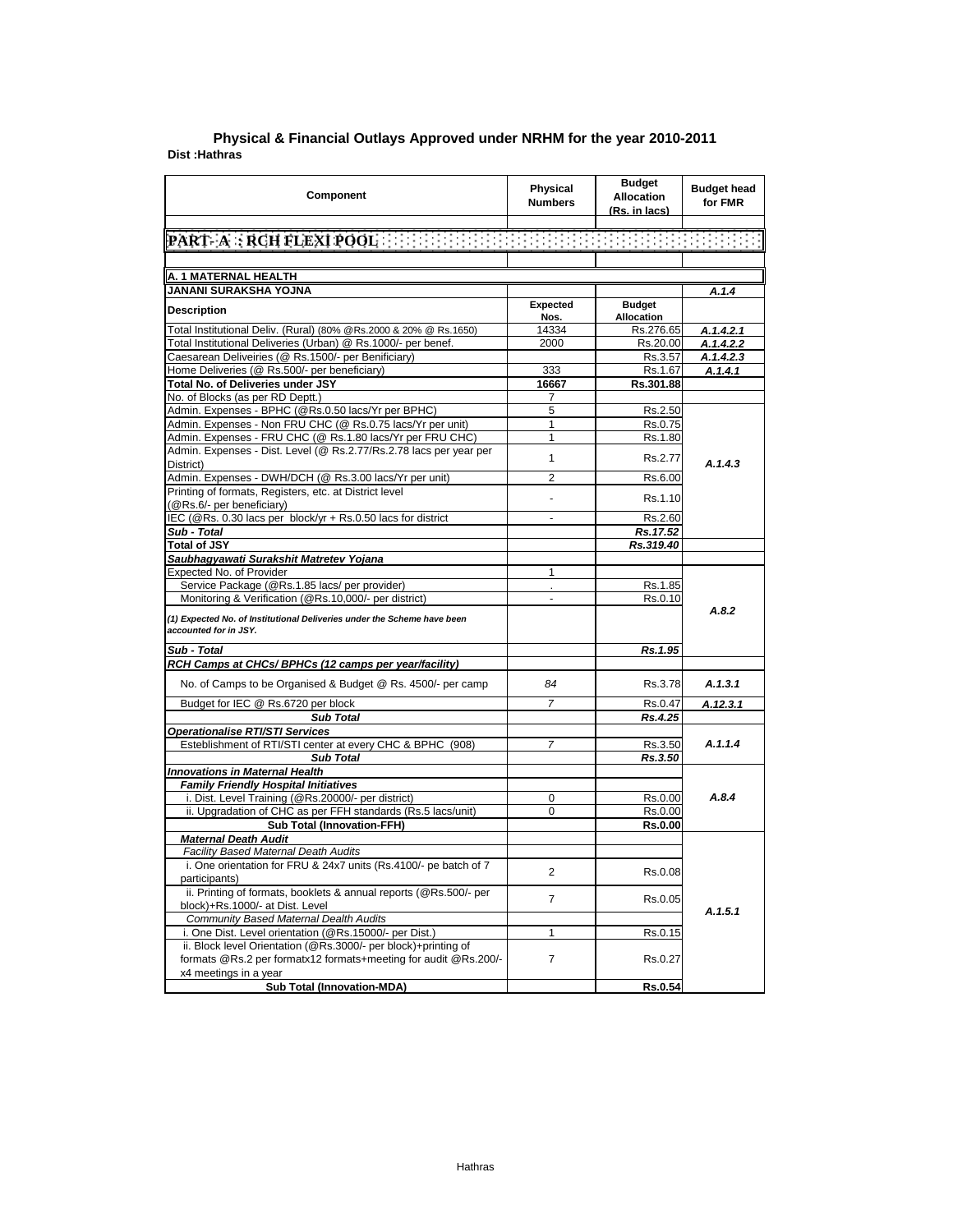## Physical & Financial Outlays Approved under NRHM for the year 2010-2011

**Dist :Hathras**

| Component | Physical Numbers | Budget Allocation (Rs. in lacs) | Budget head for FMR |
|---|---|---|---|
| **PART- A : RCH FLEXI POOL** | | | |
| **A. 1 MATERNAL HEALTH** | | | |
| **JANANI SURAKSHA YOJNA** | | | *A.1.4* |
| **Description** | **Expected Nos.** | **Budget Allocation** | |
| Total Institutional Deliv. (Rural) (80% @Rs.2000 & 20% @ Rs.1650) | 14334 | Rs.276.65 | *A.1.4.2.1* |
| Total Institutional Deliveries (Urban) @ Rs.1000/- per benef. | 2000 | Rs.20.00 | *A.1.4.2.2* |
| Caesarean Deliveiries (@ Rs.1500/- per Benificiary) | | Rs.3.57 | *A.1.4.2.3* |
| Home Deliveries (@ Rs.500/- per beneficiary) | 333 | Rs.1.67 | *A.1.4.1* |
| **Total No. of Deliveries under JSY** | **16667** | **Rs.301.88** | |
| No. of Blocks (as per RD Deptt.) | 7 | | |
| Admin. Expenses - BPHC (@Rs.0.50 lacs/Yr per BPHC) | 5 | Rs.2.50 | *A.1.4.3* |
| Admin. Expenses - Non FRU CHC (@ Rs.0.75 lacs/Yr per unit) | 1 | Rs.0.75 | |
| Admin. Expenses - FRU CHC (@ Rs.1.80 lacs/Yr per FRU CHC) | 1 | Rs.1.80 | |
| Admin. Expenses - Dist. Level (@ Rs.2.77/Rs.2.78 lacs per year per District) | 1 | Rs.2.77 | |
| Admin. Expenses - DWH/DCH (@ Rs.3.00 lacs/Yr per unit) | 2 | Rs.6.00 | |
| Printing of formats, Registers, etc. at District level (@Rs.6/- per beneficiary) | - | Rs.1.10 | |
| IEC (@Rs. 0.30 lacs per block/yr + Rs.0.50 lacs for district | - | Rs.2.60 | |
| ***Sub - Total*** | | ***Rs.17.52*** | |
| **Total of JSY** | | ***Rs.319.40*** | |
| ***Saubhagyawati Surakshit Matretev Yojana*** | | | |
| Expected No. of Provider | 1 | | *A.8.2* |
| Service Package (@Rs.1.85 lacs/ per provider) | . | Rs.1.85 | |
| Monitoring & Verification (@Rs.10,000/- per district) | - | Rs.0.10 | |
| *(1) Expected No. of Institutional Deliveries under the Scheme have been accounted for in JSY.* | | | |
| ***Sub - Total*** | | ***Rs.1.95*** | |
| ***RCH Camps at CHCs/ BPHCs (12 camps per year/facility)*** | | | |
| No. of Camps to be Organised & Budget @ Rs. 4500/- per camp | *84* | Rs.3.78 | *A.1.3.1* |
| Budget for IEC @ Rs.6720 per block | *7* | Rs.0.47 | *A.12.3.1* |
| ***Sub Total*** | | ***Rs.4.25*** | |
| ***Operationalise RTI/STI Services*** | | | *A.1.1.4* |
| Esteblishment of RTI/STI center at every CHC & BPHC (908) | *7* | Rs.3.50 | |
| ***Sub Total*** | | ***Rs.3.50*** | |
| ***Innovations in Maternal Health*** | | | *A.8.4* |
| ***Family Friendly Hospital Initiatives*** | | | |
| i. Dist. Level Training (@Rs.20000/- per district) | 0 | Rs.0.00 | |
| ii. Upgradation of CHC as per FFH standards (Rs.5 lacs/unit) | 0 | Rs.0.00 | |
| **Sub Total (Innovation-FFH)** | | **Rs.0.00** | |
| ***Maternal Death Audit*** | | | *A.1.5.1* |
| *Facility Based Maternal Death Audits* | | | |
| i. One orientation for FRU & 24x7 units (Rs.4100/- pe batch of 7 participants) | 2 | Rs.0.08 | |
| ii. Printing of formats, booklets & annual reports (@Rs.500/- per block)+Rs.1000/- at Dist. Level | 7 | Rs.0.05 | |
| *Community Based Maternal Dealth Audits* | | | |
| i. One Dist. Level orientation (@Rs.15000/- per Dist.) | 1 | Rs.0.15 | |
| ii. Block level Orientation (@Rs.3000/- per block)+printing of formats @Rs.2 per formatx12 formats+meeting for audit @Rs.200/- x4 meetings in a year | 7 | Rs.0.27 | |
| **Sub Total (Innovation-MDA)** | | **Rs.0.54** | |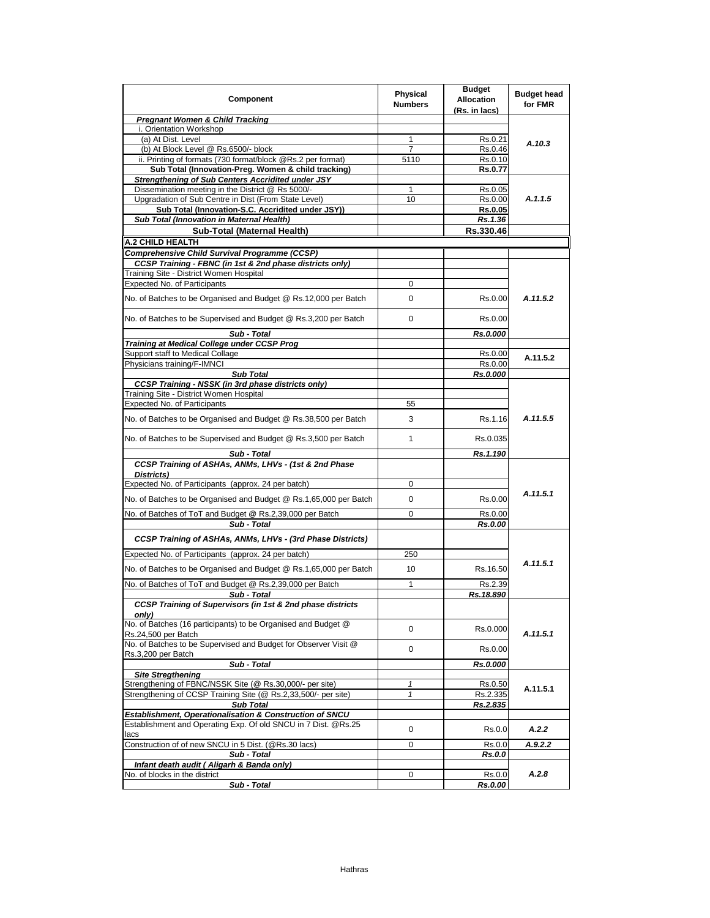| Component | Physical Numbers | Budget Allocation (Rs. in lacs) | Budget head for FMR |
|---|---|---|---|
| ***Pregnant Women & Child Tracking*** | | | |
| i. Orientation Workshop | | | |
| (a) At Dist. Level | 1 | Rs.0.21 | ***A.10.3*** |
| (b) At Block Level @ Rs.6500/- block | 7 | Rs.0.46 | |
| ii. Printing of formats (730 format/block @Rs.2 per format) | 5110 | Rs.0.10 | |
| **Sub Total (Innovation-Preg. Women & child tracking)** | | **Rs.0.77** | |
| ***Strengthening of Sub Centers Accridited under JSY*** | | | |
| Dissemination meeting in the District @ Rs 5000/- | 1 | Rs.0.05 | ***A.1.1.5*** |
| Upgradation of Sub Centre in Dist (From State Level) | 10 | Rs.0.00 | |
| **Sub Total (Innovation-S.C. Accridited under JSY))** | | **Rs.0.05** | |
| ***Sub Total (Innovation in Maternal Health)*** | | ***Rs.1.36*** | |
| **Sub-Total (Maternal Health)** | | **Rs.330.46** | |
| **A.2 CHILD HEALTH** | | | |
| ***Comprehensive Child Survival Programme (CCSP)*** | | | |
| ***CCSP Training - FBNC (in 1st & 2nd phase districts only)*** | | | |
| Training Site - District Women Hospital | | | |
| Expected No. of Participants | 0 | | |
| No. of Batches to be Organised and Budget @ Rs.12,000 per Batch | 0 | Rs.0.00 | ***A.11.5.2*** |
| No. of Batches to be Supervised and Budget @ Rs.3,200 per Batch | 0 | Rs.0.00 | |
| ***Sub - Total*** | | ***Rs.0.000*** | |
| ***Training at Medical College under CCSP Prog*** | | | |
| Support staff to Medical Collage | | Rs.0.00 | **A.11.5.2** |
| Physicians training/F-IMNCI | | Rs.0.00 | |
| ***Sub Total*** | | ***Rs.0.000*** | |
| ***CCSP Training - NSSK (in 3rd phase districts only)*** | | | |
| Training Site - District Women Hospital | | | |
| Expected No. of Participants | 55 | | |
| No. of Batches to be Organised and Budget @ Rs.38,500 per Batch | 3 | Rs.1.16 | ***A.11.5.5*** |
| No. of Batches to be Supervised and Budget @ Rs.3,500 per Batch | 1 | Rs.0.035 | |
| ***Sub - Total*** | | ***Rs.1.190*** | |
| ***CCSP Training of ASHAs, ANMs, LHVs - (1st & 2nd Phase Districts)*** | | | |
| Expected No. of Participants (approx. 24 per batch) | 0 | | ***A.11.5.1*** |
| No. of Batches to be Organised and Budget @ Rs.1,65,000 per Batch | 0 | Rs.0.00 | |
| No. of Batches of ToT and Budget @ Rs.2,39,000 per Batch | 0 | Rs.0.00 | |
| ***Sub - Total*** | | ***Rs.0.00*** | |
| ***CCSP Training of ASHAs, ANMs, LHVs - (3rd Phase Districts)*** | | | |
| Expected No. of Participants (approx. 24 per batch) | 250 | | ***A.11.5.1*** |
| No. of Batches to be Organised and Budget @ Rs.1,65,000 per Batch | 10 | Rs.16.50 | |
| No. of Batches of ToT and Budget @ Rs.2,39,000 per Batch | 1 | Rs.2.39 | |
| ***Sub - Total*** | | ***Rs.18.890*** | |
| ***CCSP Training of Supervisors (in 1st & 2nd phase districts only)*** | | | |
| No. of Batches (16 participants) to be Organised and Budget @ Rs.24,500 per Batch | 0 | Rs.0.000 | ***A.11.5.1*** |
| No. of Batches to be Supervised and Budget for Observer Visit @ Rs.3,200 per Batch | 0 | Rs.0.00 | |
| ***Sub - Total*** | | ***Rs.0.000*** | |
| ***Site Stregthening*** | | | |
| Strengthening of FBNC/NSSK Site (@ Rs.30,000/- per site) | *1* | Rs.0.50 | **A.11.5.1** |
| Strengthening of CCSP Training Site (@ Rs.2,33,500/- per site) | *1* | Rs.2.335 | |
| ***Sub Total*** | | ***Rs.2.835*** | |
| ***Establishment, Operationalisation & Construction of SNCU*** | | | |
| Establishment and Operating Exp. Of old SNCU in 7 Dist. @Rs.25 lacs | 0 | Rs.0.0 | ***A.2.2*** |
| Construction of of new SNCU in 5 Dist. (@Rs.30 lacs) | 0 | Rs.0.0 | ***A.9.2.2*** |
| ***Sub - Total*** | | ***Rs.0.0*** | |
| ***Infant death audit ( Aligarh & Banda only)*** | | | |
| No. of blocks in the district | 0 | Rs.0.0 | ***A.2.8*** |
| ***Sub - Total*** | | ***Rs.0.00*** | |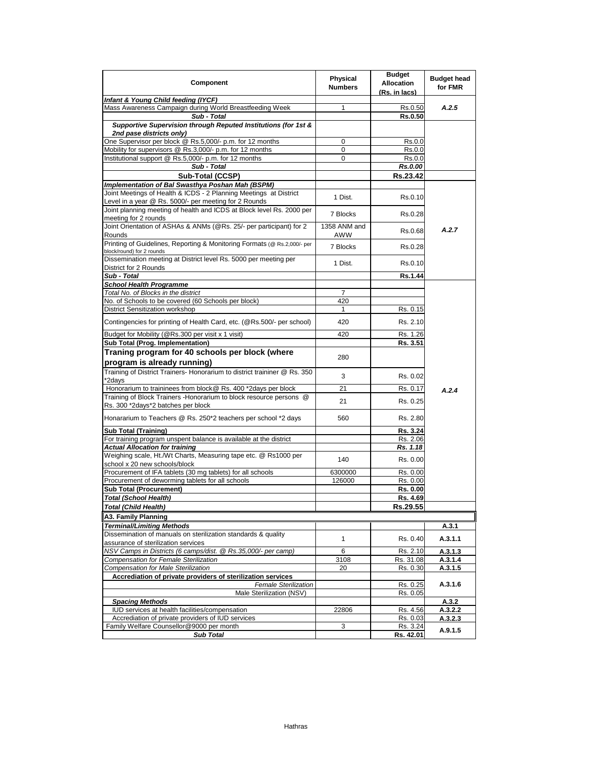| Component | Physical Numbers | Budget Allocation (Rs. in lacs) | Budget head for FMR |
|---|---|---|---|
| ***Infant & Young Child feeding (IYCF)*** | | | |
| Mass Awareness Campaign during World Breastfeeding Week | 1 | Rs.0.50 | ***A.2.5*** |
| ***Sub - Total*** | | **Rs.0.50** | |
| ***Supportive Supervision through Reputed Institutions (for 1st & 2nd pase districts only)*** | | | |
| One Supervisor per block @ Rs.5,000/- p.m. for 12 months | 0 | Rs.0.0 | |
| Mobility for supervisors @ Rs.3,000/- p.m. for 12 months | 0 | Rs.0.0 | |
| Institutional support @ Rs.5,000/- p.m. for 12 months | 0 | Rs.0.0 | |
| ***Sub - Total*** | | ***Rs.0.00*** | |
| **Sub-Total (CCSP)** | | **Rs.23.42** | |
| ***Implementation of Bal Swasthya Poshan Mah (BSPM)*** | | | |
| Joint Meetings of Health & ICDS - 2 Planning Meetings at District Level in a year @ Rs. 5000/- per meeting for 2 Rounds | 1 Dist. | Rs.0.10 | ***A.2.7*** |
| Joint planning meeting of health and ICDS at Block level Rs. 2000 per meeting for 2 rounds | 7 Blocks | Rs.0.28 | |
| Joint Orientation of ASHAs & ANMs (@Rs. 25/- per participant) for 2 Rounds | 1358 ANM and AWW | Rs.0.68 | |
| Printing of Guidelines, Reporting & Monitoring Formats (@ Rs.2,000/- per block/round) for 2 rounds | 7 Blocks | Rs.0.28 | |
| Dissemination meeting at District level Rs. 5000 per meeting per District for 2 Rounds | 1 Dist. | Rs.0.10 | |
| ***Sub - Total*** | | **Rs.1.44** | |
| ***School Health Programme*** | | | ***A.2.4*** |
| *Total No. of Blocks in the district* | 7 | | |
| No. of Schools to be covered (60 Schools per block) | 420 | | |
| District Sensitization workshop | 1 | Rs. 0.15 | |
| Contingencies for printing of Health Card, etc. (@Rs.500/- per school) | 420 | Rs. 2.10 | |
| Budget for Mobility (@Rs.300 per visit x 1 visit) | 420 | Rs. 1.26 | |
| **Sub Total (Prog. Implementation)** | | **Rs. 3.51** | |
| **Traning program for 40 schools per block (where program is already running)** | 280 | | |
| Training of District Trainers- Honorarium to district traininer @ Rs. 350 *2days | 3 | Rs. 0.02 | |
| Honorarium to traininees from block@ Rs. 400 *2days per block | 21 | Rs. 0.17 | |
| Training of Block Trainers -Honorarium to block resource persons @ Rs. 300 *2days*2 batches per block | 21 | Rs. 0.25 | |
| Honararium to Teachers @ Rs. 250*2 teachers per school *2 days | 560 | Rs. 2.80 | |
| **Sub Total (Training)** | | **Rs. 3.24** | |
| For training program unspent balance is available at the district | | Rs. 2.06 | |
| ***Actual Allocation for training*** | | ***Rs. 1.18*** | |
| Weighing scale, Ht./Wt Charts, Measuring tape etc. @ Rs1000 per school x 20 new schools/block | 140 | Rs. 0.00 | |
| Procurement of IFA tablets (30 mg tablets) for all schools | 6300000 | Rs. 0.00 | |
| Procurement of deworming tablets for all schools | 126000 | Rs. 0.00 | |
| **Sub Total (Procurement)** | | **Rs. 0.00** | |
| ***Total (School Health)*** | | ***Rs. 4.69*** | |
| ***Total (Child Health)*** | | **Rs.29.55** | |
| **A3. Family Planning** | | | |
| ***Terminal/Limiting Methods*** | | | **A.3.1** |
| Dissemination of manuals on sterilization standards & quality assurance of sterilization services | 1 | Rs. 0.40 | **A.3.1.1** |
| *NSV Camps in Districts (6 camps/dist. @ Rs.35,000/- per camp)* | 6 | Rs. 2.10 | **A.3.1.3** |
| *Compensation for Female Sterilization* | 3108 | Rs. 31.08 | **A.3.1.4** |
| *Compensation for Male Sterilization* | 20 | Rs. 0.30 | **A.3.1.5** |
| **Accrediation of private providers of sterilization services** | | | **A.3.1.6** |
| *Female Sterilization* | | Rs. 0.25 | |
| Male Sterilization (NSV) | | Rs. 0.05 | |
| ***Spacing Methods*** | | | **A.3.2** |
| IUD services at health facilities/compensation | 22806 | Rs. 4.56 | **A.3.2.2** |
| Accrediation of private providers of IUD services | | Rs. 0.03 | **A.3.2.3** |
| Family Welfare Counsellor@9000 per month | 3 | Rs. 3.24 | **A.9.1.5** |
| ***Sub Total*** | | **Rs. 42.01** | |

Hathras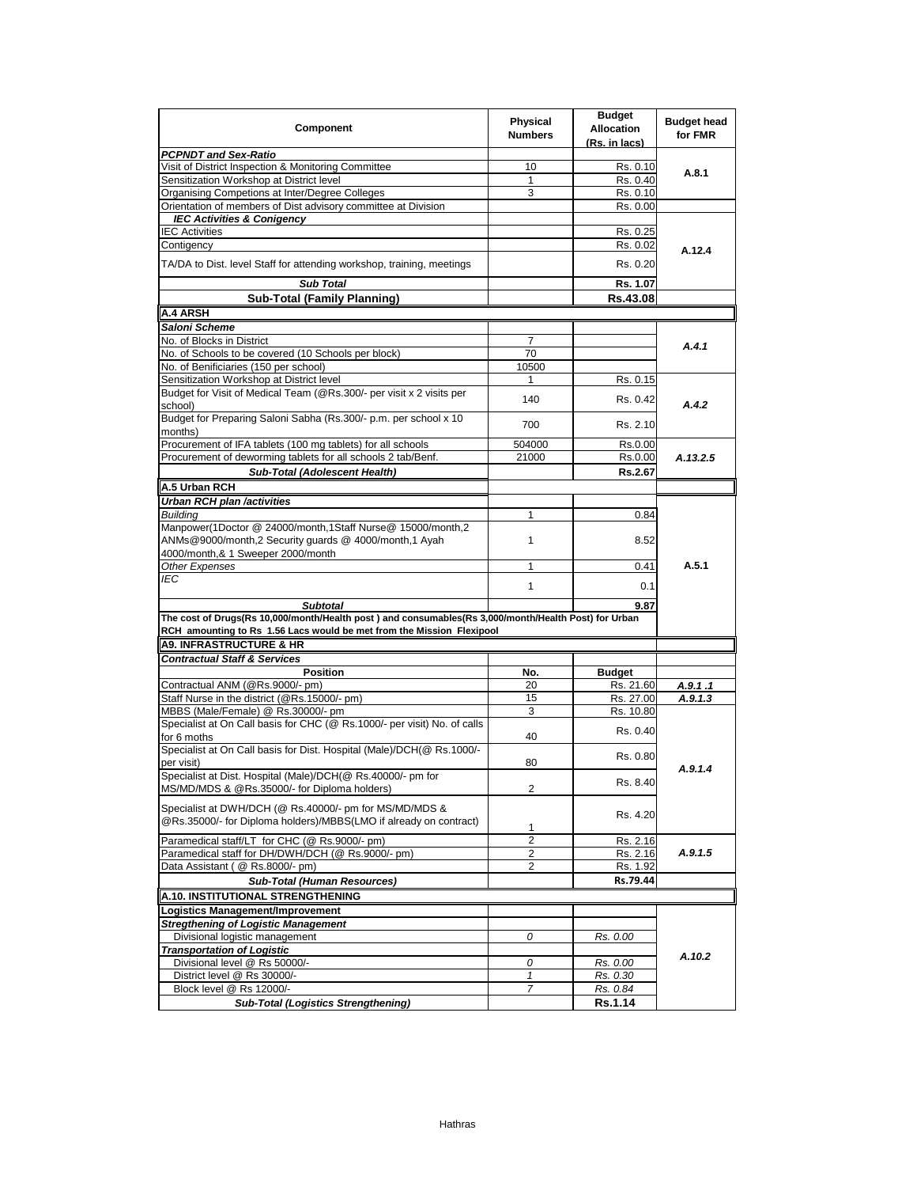| Component | Physical Numbers | Budget Allocation (Rs. in lacs) | Budget head for FMR |
|---|---|---|---|
| ***PCPNDT and Sex-Ratio*** | | | |
| Visit of District Inspection & Monitoring Committee | 10 | Rs. 0.10 | A.8.1 |
| Sensitization Workshop at District level | 1 | Rs. 0.40 | |
| Organising Competions at Inter/Degree Colleges | 3 | Rs. 0.10 | |
| Orientation of members of Dist advisory committee at Division | | Rs. 0.00 | |
| ***IEC Activities & Conigency*** | | | |
| IEC Activities | | Rs. 0.25 | A.12.4 |
| Contigency | | Rs. 0.02 | |
| TA/DA to Dist. level Staff for attending workshop, training, meetings | | Rs. 0.20 | |
| ***Sub Total*** | | **Rs. 1.07** | |
| **Sub-Total (Family Planning)** | | **Rs.43.08** | |
| **A.4 ARSH** | | | |
| ***Saloni Scheme*** | | | |
| No. of Blocks in District | 7 | | *A.4.1* |
| No. of Schools to be covered (10 Schools per block) | 70 | | |
| No. of Benificiaries (150 per school) | 10500 | | |
| Sensitization Workshop at District level | 1 | Rs. 0.15 | *A.4.2* |
| Budget for Visit of Medical Team (@Rs.300/- per visit x 2 visits per school) | 140 | Rs. 0.42 | |
| Budget for Preparing Saloni Sabha (Rs.300/- p.m. per school x 10 months) | 700 | Rs. 2.10 | |
| Procurement of IFA tablets (100 mg tablets) for all schools | 504000 | Rs.0.00 | *A.13.2.5* |
| Procurement of deworming tablets for all schools 2 tab/Benf. | 21000 | Rs.0.00 | |
| ***Sub-Total (Adolescent Health)*** | | **Rs.2.67** | |
| **A.5 Urban RCH** | | | |
| ***Urban RCH plan /activities*** | | | |
| *Building* | 1 | 0.84 | A.5.1 |
| Manpower(1Doctor @ 24000/month,1Staff Nurse@ 15000/month,2 ANMs@9000/month,2 Security guards @ 4000/month,1 Ayah 4000/month,& 1 Sweeper 2000/month | 1 | 8.52 | |
| *Other Expenses* | 1 | 0.41 | |
| *IEC* | 1 | 0.1 | |
| ***Subtotal*** | | **9.87** | |
| **The cost of Drugs(Rs 10,000/month/Health post ) and consumables(Rs 3,000/month/Health Post) for Urban RCH amounting to Rs 1.56 Lacs would be met from the Mission Flexipool** | | | |
| **A9. INFRASTRUCTURE & HR** | | | |
| ***Contractual Staff & Services*** | | | |
| **Position** | **No.** | **Budget** | |
| Contractual ANM (@Rs.9000/- pm) | 20 | Rs. 21.60 | *A.9.1 .1* |
| Staff Nurse in the district (@Rs.15000/- pm) | 15 | Rs. 27.00 | *A.9.1.3* |
| MBBS (Male/Female) @ Rs.30000/- pm | 3 | Rs. 10.80 | *A.9.1.4* |
| Specialist at On Call basis for CHC (@ Rs.1000/- per visit) No. of calls for 6 moths | 40 | Rs. 0.40 | |
| Specialist at On Call basis for Dist. Hospital (Male)/DCH(@ Rs.1000/- per visit) | 80 | Rs. 0.80 | |
| Specialist at Dist. Hospital (Male)/DCH(@ Rs.40000/- pm for MS/MD/MDS & @Rs.35000/- for Diploma holders) | 2 | Rs. 8.40 | |
| Specialist at DWH/DCH (@ Rs.40000/- pm for MS/MD/MDS & @Rs.35000/- for Diploma holders)/MBBS(LMO if already on contract) | 1 | Rs. 4.20 | |
| Paramedical staff/LT for CHC (@ Rs.9000/- pm) | 2 | Rs. 2.16 | *A.9.1.5* |
| Paramedical staff for DH/DWH/DCH (@ Rs.9000/- pm) | 2 | Rs. 2.16 | |
| Data Assistant ( @ Rs.8000/- pm) | 2 | Rs. 1.92 | |
| ***Sub-Total (Human Resources)*** | | **Rs.79.44** | |
| **A.10. INSTITUTIONAL STRENGTHENING** | | | |
| **Logistics Management/Improvement** | | | *A.10.2* |
| ***Stregthening of Logistic Management*** | | | |
| Divisional logistic management | *0* | *Rs. 0.00* | |
| ***Transportation of Logistic*** | | | |
| Divisional level @ Rs 50000/- | *0* | *Rs. 0.00* | |
| District level @ Rs 30000/- | *1* | *Rs. 0.30* | |
| Block level @ Rs 12000/- | *7* | *Rs. 0.84* | |
| ***Sub-Total (Logistics Strengthening)*** | | **Rs.1.14** | |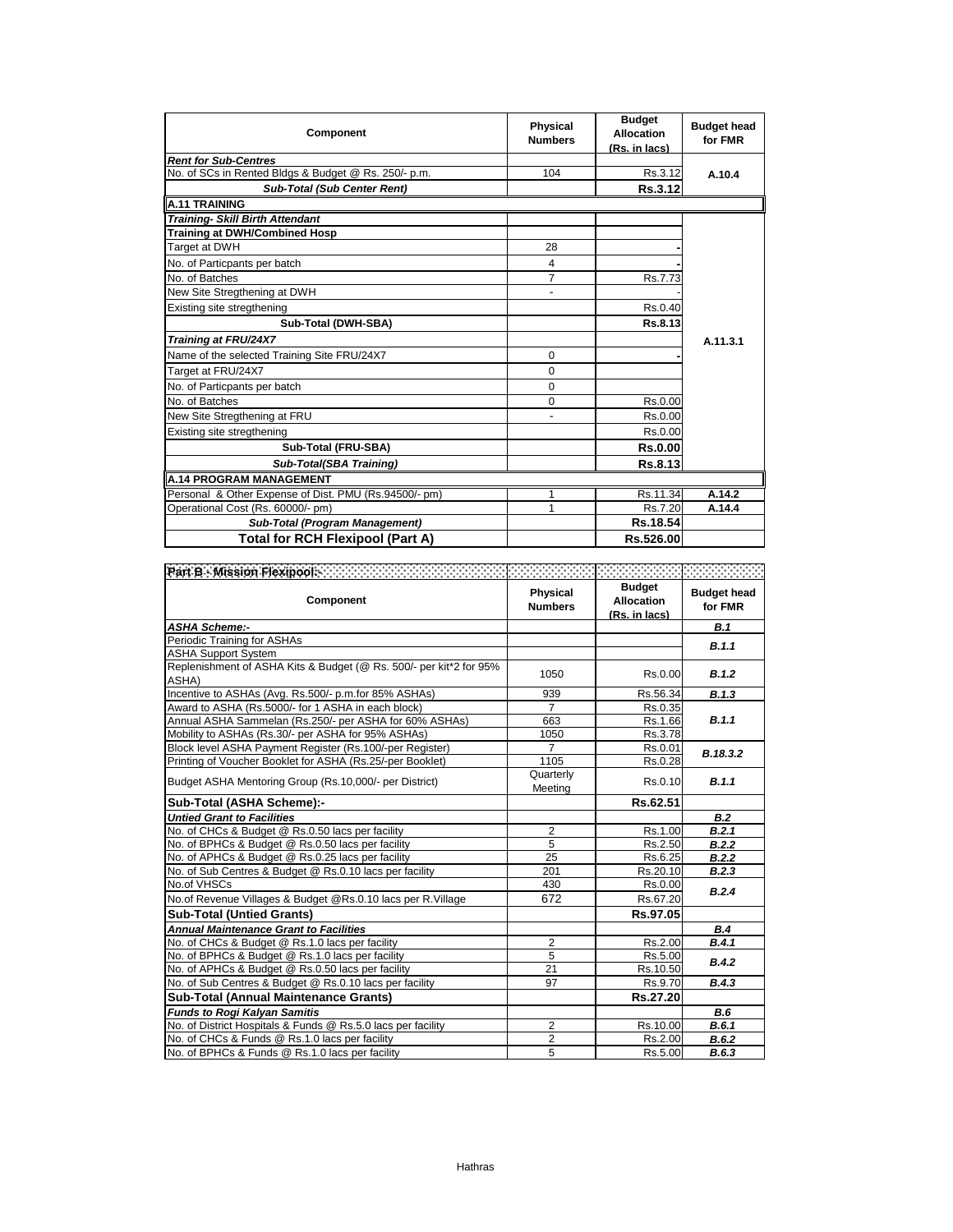| Component | Physical Numbers | Budget Allocation (Rs. in lacs) | Budget head for FMR |
|---|---|---|---|
| ***Rent for Sub-Centres*** | | | |
| No. of SCs in Rented Bldgs & Budget @ Rs. 250/- p.m. | 104 | Rs.3.12 | A.10.4 |
| ***Sub-Total (Sub Center Rent)*** | | **Rs.3.12** | |
| **A.11 TRAINING** | | | |
| ***Training- Skill Birth Attendant*** | | | A.11.3.1 |
| **Training at DWH/Combined Hosp** | | | |
| Target at DWH | 28 | - | |
| No. of Particpants per batch | 4 | - | |
| No. of Batches | 7 | Rs.7.73 | |
| New Site Stregthening at DWH | - | - | |
| Existing site stregthening | | Rs.0.40 | |
| **Sub-Total (DWH-SBA)** | | **Rs.8.13** | |
| ***Training at FRU/24X7*** | | | |
| Name of the selected Training Site FRU/24X7 | 0 | - | |
| Target at FRU/24X7 | 0 | | |
| No. of Particpants per batch | 0 | | |
| No. of Batches | 0 | Rs.0.00 | |
| New Site Stregthening at FRU | - | Rs.0.00 | |
| Existing site stregthening | | Rs.0.00 | |
| **Sub-Total (FRU-SBA)** | | **Rs.0.00** | |
| ***Sub-Total(SBA Training)*** | | **Rs.8.13** | |
| **A.14 PROGRAM MANAGEMENT** | | | |
| Personal & Other Expense of Dist. PMU (Rs.94500/- pm) | 1 | Rs.11.34 | A.14.2 |
| Operational Cost (Rs. 60000/- pm) | 1 | Rs.7.20 | A.14.4 |
| ***Sub-Total (Program Management)*** | | **Rs.18.54** | |
| **Total for RCH Flexipool (Part A)** | | **Rs.526.00** | |

**Part B - Mission Flexipool:-**

| Component | Physical Numbers | Budget Allocation (Rs. in lacs) | Budget head for FMR |
|---|---|---|---|
| ***ASHA Scheme:-*** | | | ***B.1*** |
| Periodic Training for ASHAs | | | ***B.1.1*** |
| ASHA Support System | | | |
| Replenishment of ASHA Kits & Budget (@ Rs. 500/- per kit*2 for 95% ASHA) | 1050 | Rs.0.00 | ***B.1.2*** |
| Incentive to ASHAs (Avg. Rs.500/- p.m.for 85% ASHAs) | 939 | Rs.56.34 | ***B.1.3*** |
| Award to ASHA (Rs.5000/- for 1 ASHA in each block) | 7 | Rs.0.35 | ***B.1.1*** |
| Annual ASHA Sammelan (Rs.250/- per ASHA for 60% ASHAs) | 663 | Rs.1.66 | |
| Mobility to ASHAs (Rs.30/- per ASHA for 95% ASHAs) | 1050 | Rs.3.78 | |
| Block level ASHA Payment Register (Rs.100/-per Register) | 7 | Rs.0.01 | ***B.18.3.2*** |
| Printing of Voucher Booklet for ASHA (Rs.25/-per Booklet) | 1105 | Rs.0.28 | |
| Budget ASHA Mentoring Group (Rs.10,000/- per District) | Quarterly Meeting | Rs.0.10 | ***B.1.1*** |
| **Sub-Total (ASHA Scheme):-** | | **Rs.62.51** | |
| ***Untied Grant to Facilities*** | | | ***B.2*** |
| No. of CHCs & Budget @ Rs.0.50 lacs per facility | 2 | Rs.1.00 | ***B.2.1*** |
| No. of BPHCs & Budget @ Rs.0.50 lacs per facility | 5 | Rs.2.50 | ***B.2.2*** |
| No. of APHCs & Budget @ Rs.0.25 lacs per facility | 25 | Rs.6.25 | ***B.2.2*** |
| No. of Sub Centres & Budget @ Rs.0.10 lacs per facility | 201 | Rs.20.10 | ***B.2.3*** |
| No.of VHSCs | 430 | Rs.0.00 | ***B.2.4*** |
| No.of Revenue Villages & Budget @Rs.0.10 lacs per R.Village | 672 | Rs.67.20 | |
| **Sub-Total (Untied Grants)** | | **Rs.97.05** | |
| ***Annual Maintenance Grant to Facilities*** | | | ***B.4*** |
| No. of CHCs & Budget @ Rs.1.0 lacs per facility | 2 | Rs.2.00 | ***B.4.1*** |
| No. of BPHCs & Budget @ Rs.1.0 lacs per facility | 5 | Rs.5.00 | ***B.4.2*** |
| No. of APHCs & Budget @ Rs.0.50 lacs per facility | 21 | Rs.10.50 | |
| No. of Sub Centres & Budget @ Rs.0.10 lacs per facility | 97 | Rs.9.70 | ***B.4.3*** |
| **Sub-Total (Annual Maintenance Grants)** | | **Rs.27.20** | |
| ***Funds to Rogi Kalyan Samitis*** | | | ***B.6*** |
| No. of District Hospitals & Funds @ Rs.5.0 lacs per facility | 2 | Rs.10.00 | ***B.6.1*** |
| No. of CHCs & Funds @ Rs.1.0 lacs per facility | 2 | Rs.2.00 | ***B.6.2*** |
| No. of BPHCs & Funds @ Rs.1.0 lacs per facility | 5 | Rs.5.00 | ***B.6.3*** |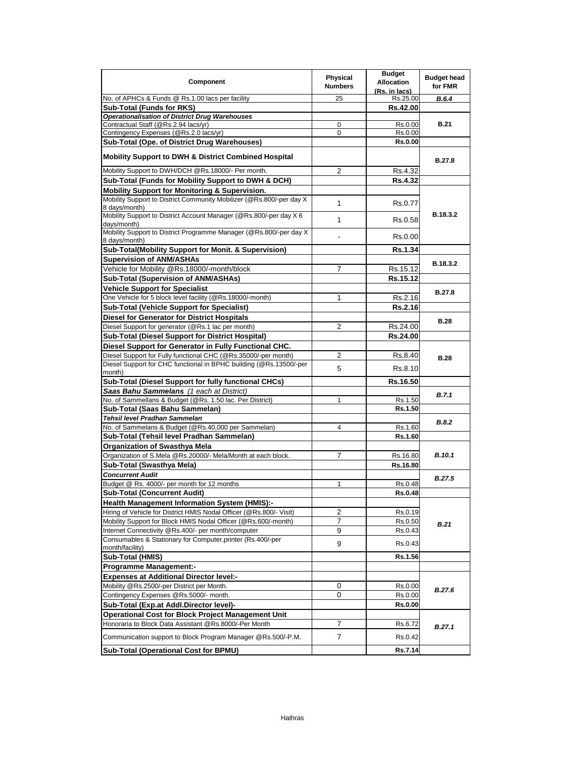| Component | Physical Numbers | Budget Allocation (Rs. in lacs) | Budget head for FMR |
|---|---|---|---|
| No. of APHCs & Funds @ Rs.1.00 lacs per facility | 25 | Rs.25.00 | *B.6.4* |
| **Sub-Total (Funds for RKS)** | | **Rs.42.00** | |
| ***Operationalisation of District Drug Warehouses*** | | | **B.21** |
| Contractual Staff (@Rs.2.94 lacs/yr) | 0 | Rs.0.00 | |
| Contingency Expenses (@Rs.2.0 lacs/yr) | 0 | Rs.0.00 | |
| **Sub-Total (Ope. of District Drug Warehouses)** | | **Rs.0.00** | |
| **Mobility Support to DWH & District Combined Hospital** | | | **B.27.8** |
| Mobility Support to DWH/DCH @Rs.18000/- Per month. | 2 | Rs.4.32 | |
| **Sub-Total (Funds for Mobility Support to DWH & DCH)** | | **Rs.4.32** | |
| **Mobility Support for Monitoring & Supervision.** | | | **B.18.3.2** |
| Mobility Support to District Community Mobilizer (@Rs.800/-per day X 8 days/month) | 1 | Rs.0.77 | |
| Mobility Support to District Account Manager (@Rs.800/-per day X 6 days/month) | 1 | Rs.0.58 | |
| Mobility Support to District Programme Manager (@Rs.800/-per day X 8 days/month) | - | Rs.0.00 | |
| **Sub-Total(Mobility Support for Monit. & Supervision)** | | **Rs.1.34** | |
| **Supervision of ANM/ASHAs** | | | **B.18.3.2** |
| Vehicle for Mobility @Rs.18000/-month/block | 7 | Rs.15.12 | |
| **Sub-Total (Supervision of ANM/ASHAs)** | | **Rs.15.12** | |
| **Vehicle Support for Specialist** | | | **B.27.8** |
| One Vehicle for 5 block level facility (@Rs.18000/-month) | 1 | Rs.2.16 | |
| **Sub-Total (Vehicle Support for Specialist)** | | **Rs.2.16** | |
| **Diesel for Generator for District Hospitals** | | | **B.28** |
| Diesel Support for generator (@Rs.1 lac per month) | 2 | Rs.24.00 | |
| **Sub-Total (Diesel Support for District Hospital)** | | **Rs.24.00** | |
| **Diesel Support for Generator in Fully Functional CHC.** | | | **B.28** |
| Diesel Support for Fully functional CHC (@Rs.35000/-per month) | 2 | Rs.8.40 | |
| Diesel Support for CHC functional in BPHC building (@Rs.13500/-per month) | 5 | Rs.8.10 | |
| **Sub-Total (Diesel Support for fully functional CHCs)** | | **Rs.16.50** | |
| ***Saas Bahu Sammelans*** *(1 each at District)* | | | *B.7.1* |
| No. of Sammellans & Budget (@Rs. 1.50 lac. Per District) | 1 | Rs.1.50 | |
| **Sub-Total (Saas Bahu Sammelan)** | | **Rs.1.50** | |
| ***Tehsil level Pradhan Sammelan*** | | | *B.8.2* |
| No. of Sammelans & Budget (@Rs.40,000 per Sammelan) | 4 | Rs.1.60 | |
| **Sub-Total (Tehsil level Pradhan Sammelan)** | | **Rs.1.60** | |
| **Organization of Swasthya Mela** | | | *B.10.1* |
| Organization of S.Mela @Rs.20000/- Mela/Month at each block. | 7 | Rs.16.80 | |
| **Sub-Total (Swasthya Mela)** | | **Rs.16.80** | |
| ***Concurrent Audit*** | | | *B.27.5* |
| Budget @ Rs. 4000/- per month for 12 months | 1 | Rs.0.48 | |
| **Sub-Total (Concurrent Audit)** | | **Rs.0.48** | |
| **Health Management Information System (HMIS):-** | | | *B.21* |
| Hiring of Vehicle for District HMIS Nodal Officer (@Rs.800/- Visit) | 2 | Rs.0.19 | |
| Mobility Support for Block HMIS Nodal Officer (@Rs.600/-month) | 7 | Rs.0.50 | |
| Internet Connectivity @Rs.400/- per month/computer | 9 | Rs.0.43 | |
| Consumables & Stationary for Computer,printer (Rs.400/-per month/facility) | 9 | Rs.0.43 | |
| **Sub-Total (HMIS)** | | **Rs.1.56** | |
| **Programme Management:-** | | | |
| **Expenses at Additional Director level:-** | | | *B.27.6* |
| Mobility @Rs.2500/-per District per Month. | 0 | Rs.0.00 | |
| Contingency Expenses @Rs.5000/- month. | 0 | Rs.0.00 | |
| **Sub-Total (Exp.at Addl.Director level)-** | | **Rs.0.00** | |
| **Operational Cost for Block Project Management Unit** | | | *B.27.1* |
| Honoraria to Block Data Assistant @Rs.8000/-Per Month | 7 | Rs.6.72 | |
| Communication support to Block Program Manager @Rs.500/-P.M. | 7 | Rs.0.42 | |
| **Sub-Total (Operational Cost for BPMU)** | | **Rs.7.14** | |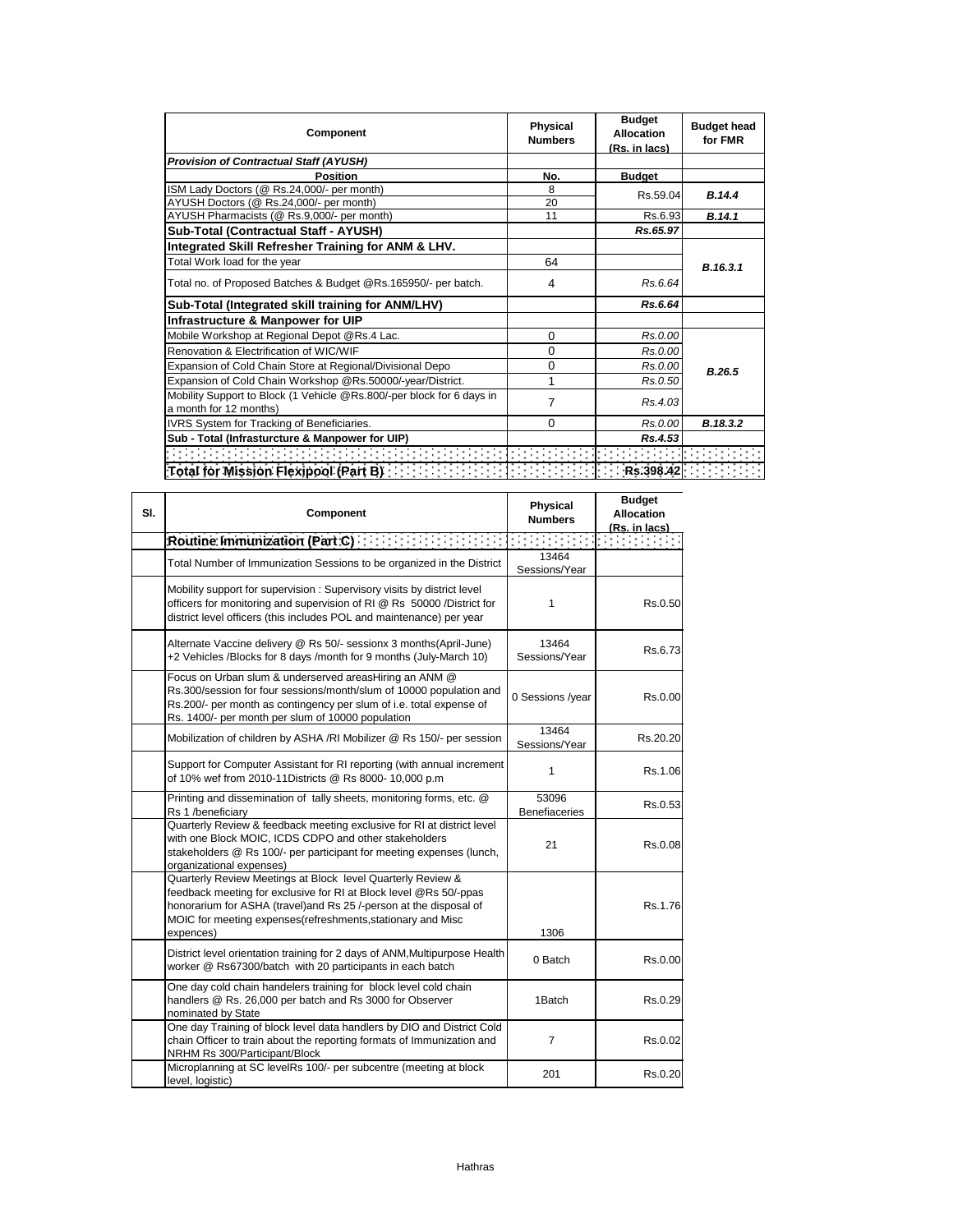| Component | Physical Numbers | Budget Allocation (Rs. in lacs) | Budget head for FMR |
|---|---|---|---|
| ***Provision of Contractual Staff (AYUSH)*** | | | |
| **Position** | **No.** | **Budget** | |
| ISM Lady Doctors (@ Rs.24,000/- per month) | 8 | Rs.59.04 | ***B.14.4*** |
| AYUSH Doctors (@ Rs.24,000/- per month) | 20 | | |
| AYUSH Pharmacists (@ Rs.9,000/- per month) | 11 | Rs.6.93 | ***B.14.1*** |
| **Sub-Total (Contractual Staff - AYUSH)** | | ***Rs.65.97*** | |
| **Integrated Skill Refresher Training for ANM & LHV.** | | | |
| Total Work load for the year | 64 | | ***B.16.3.1*** |
| Total no. of Proposed Batches & Budget @Rs.165950/- per batch. | 4 | *Rs.6.64* | |
| **Sub-Total (Integrated skill training for ANM/LHV)** | | ***Rs.6.64*** | |
| **Infrastructure & Manpower for UIP** | | | |
| Mobile Workshop at Regional Depot @Rs.4 Lac. | 0 | *Rs.0.00* | ***B.26.5*** |
| Renovation & Electrification of WIC/WIF | 0 | *Rs.0.00* | |
| Expansion of Cold Chain Store at Regional/Divisional Depo | 0 | *Rs.0.00* | |
| Expansion of Cold Chain Workshop @Rs.50000/-year/District. | 1 | *Rs.0.50* | |
| Mobility Support to Block (1 Vehicle @Rs.800/-per block for 6 days in a month for 12 months) | 7 | *Rs.4.03* | |
| IVRS System for Tracking of Beneficiaries. | 0 | *Rs.0.00* | ***B.18.3.2*** |
| **Sub - Total (Infrasturcture & Manpower for UIP)** | | ***Rs.4.53*** | |
| | | | |
| **Total for Mission Flexipool (Part B)** | | **Rs.398.42** | |

| Sl. | Component | Physical Numbers | Budget Allocation (Rs. in lacs) |
|---|---|---|---|
| | **Routine Immunization (Part C)** | | |
| | Total Number of Immunization Sessions to be organized in the District | 13464 Sessions/Year | |
| | Mobility support for supervision : Supervisory visits by district level officers for monitoring and supervision of RI @ Rs 50000 /District for district level officers (this includes POL and maintenance) per year | 1 | Rs.0.50 |
| | Alternate Vaccine delivery @ Rs 50/- sessionx 3 months(April-June) +2 Vehicles /Blocks for 8 days /month for 9 months (July-March 10) | 13464 Sessions/Year | Rs.6.73 |
| | Focus on Urban slum & underserved areasHiring an ANM @ Rs.300/session for four sessions/month/slum of 10000 population and Rs.200/- per month as contingency per slum of i.e. total expense of Rs. 1400/- per month per slum of 10000 population | 0 Sessions /year | Rs.0.00 |
| | Mobilization of children by ASHA /RI Mobilizer @ Rs 150/- per session | 13464 Sessions/Year | Rs.20.20 |
| | Support for Computer Assistant for RI reporting (with annual increment of 10% wef from 2010-11Districts @ Rs 8000- 10,000 p.m | 1 | Rs.1.06 |
| | Printing and dissemination of tally sheets, monitoring forms, etc. @ Rs 1 /beneficiary | 53096 Benefiaceries | Rs.0.53 |
| | Quarterly Review & feedback meeting exclusive for RI at district level with one Block MOIC, ICDS CDPO and other stakeholders stakeholders @ Rs 100/- per participant for meeting expenses (lunch, organizational expenses) | 21 | Rs.0.08 |
| | Quarterly Review Meetings at Block level Quarterly Review & feedback meeting for exclusive for RI at Block level @Rs 50/-ppas honorarium for ASHA (travel)and Rs 25 /-person at the disposal of MOIC for meeting expenses(refreshments,stationary and Misc expences) | 1306 | Rs.1.76 |
| | District level orientation training for 2 days of ANM,Multipurpose Health worker @ Rs67300/batch with 20 participants in each batch | 0 Batch | Rs.0.00 |
| | One day cold chain handelers training for block level cold chain handlers @ Rs. 26,000 per batch and Rs 3000 for Observer nominated by State | 1Batch | Rs.0.29 |
| | One day Training of block level data handlers by DIO and District Cold chain Officer to train about the reporting formats of Immunization and NRHM Rs 300/Participant/Block | 7 | Rs.0.02 |
| | Microplanning at SC levelRs 100/- per subcentre (meeting at block level, logistic) | 201 | Rs.0.20 |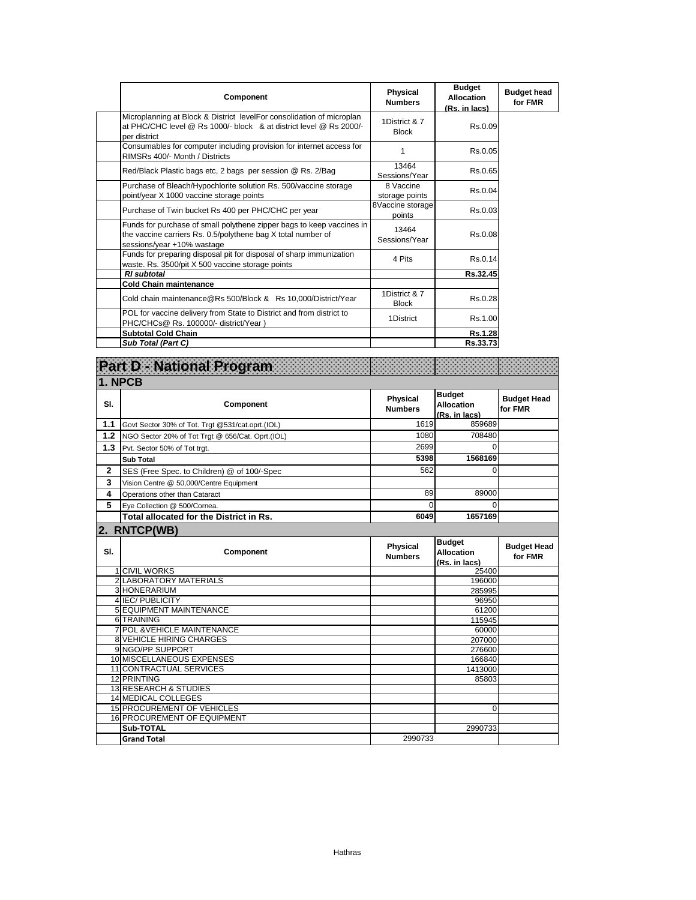| Component | Physical Numbers | Budget Allocation (Rs. in lacs) | Budget head for FMR |
|---|---|---|---|
| Microplanning at Block & District levelFor consolidation of microplan at PHC/CHC level @ Rs 1000/- block & at district level @ Rs 2000/- per district | 1District & 7 Block | Rs.0.09 | |
| Consumables for computer including provision for internet access for RIMSRs 400/- Month / Districts | 1 | Rs.0.05 | |
| Red/Black Plastic bags etc, 2 bags per session @ Rs. 2/Bag | 13464 Sessions/Year | Rs.0.65 | |
| Purchase of Bleach/Hypochlorite solution Rs. 500/vaccine storage point/year X 1000 vaccine storage points | 8 Vaccine storage points | Rs.0.04 | |
| Purchase of Twin bucket Rs 400 per PHC/CHC per year | 8Vaccine storage points | Rs.0.03 | |
| Funds for purchase of small polythene zipper bags to keep vaccines in the vaccine carriers Rs. 0.5/polythene bag X total number of sessions/year +10% wastage | 13464 Sessions/Year | Rs.0.08 | |
| Funds for preparing disposal pit for disposal of sharp immunization waste. Rs. 3500/pit X 500 vaccine storage points | 4 Pits | Rs.0.14 | |
| ***RI subtotal*** | | **Rs.32.45** | |
| **Cold Chain maintenance** | | | |
| Cold chain maintenance@Rs 500/Block & Rs 10,000/District/Year | 1District & 7 Block | Rs.0.28 | |
| POL for vaccine delivery from State to District and from district to PHC/CHCs@ Rs. 100000/- district/Year ) | 1District | Rs.1.00 | |
| **Subtotal Cold Chain** | | **Rs.1.28** | |
| ***Sub Total (Part C)*** | | **Rs.33.73** | |

# Part D - National Program

## 1. NPCB

| Sl. | Component | Physical Numbers | Budget Allocation (Rs. in lacs) | Budget Head for FMR |
|---|---|---|---|---|
| **1.1** | Govt Sector 30% of Tot. Trgt @531/cat.oprt.(IOL) | 1619 | 859689 | |
| **1.2** | NGO Sector 20% of Tot Trgt @ 656/Cat. Oprt.(IOL) | 1080 | 708480 | |
| **1.3** | Pvt. Sector 50% of Tot trgt. | 2699 | 0 | |
| | **Sub Total** | **5398** | **1568169** | |
| **2** | SES (Free Spec. to Children) @ of 100/-Spec | 562 | 0 | |
| **3** | Vision Centre @ 50,000/Centre Equipment | | | |
| **4** | Operations other than Cataract | 89 | 89000 | |
| **5** | Eye Collection @ 500/Cornea. | 0 | 0 | |
| | **Total allocated for the District in Rs.** | **6049** | **1657169** | |

## 2. RNTCP(WB)

| Sl. | Component | Physical Numbers | Budget Allocation (Rs. in lacs) | Budget Head for FMR |
|---|---|---|---|---|
| 1 | CIVIL WORKS | | 25400 | |
| 2 | LABORATORY MATERIALS | | 196000 | |
| 3 | HONERARIUM | | 285995 | |
| 4 | IEC/ PUBLICITY | | 96950 | |
| 5 | EQUIPMENT MAINTENANCE | | 61200 | |
| 6 | TRAINING | | 115945 | |
| 7 | POL &VEHICLE MAINTENANCE | | 60000 | |
| 8 | VEHICLE HIRING CHARGES | | 207000 | |
| 9 | NGO/PP SUPPORT | | 276600 | |
| 10 | MISCELLANEOUS EXPENSES | | 166840 | |
| 11 | CONTRACTUAL SERVICES | | 1413000 | |
| 12 | PRINTING | | 85803 | |
| 13 | RESEARCH & STUDIES | | | |
| 14 | MEDICAL COLLEGES | | | |
| 15 | PROCUREMENT OF VEHICLES | | 0 | |
| 16 | PROCUREMENT OF EQUIPMENT | | | |
| | **Sub-TOTAL** | | 2990733 | |
| | **Grand Total** | 2990733 | | |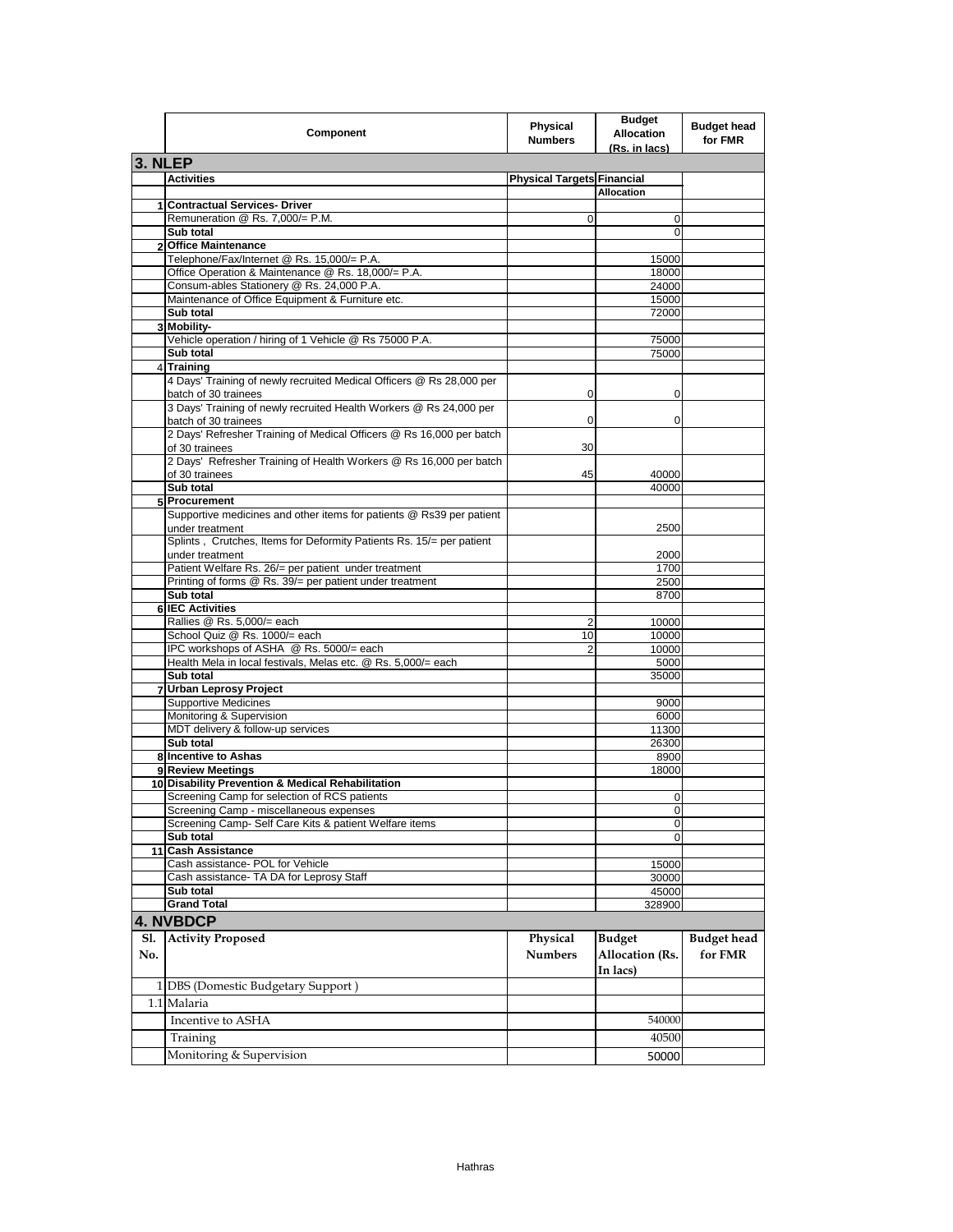| | Component | Physical Numbers | Budget Allocation (Rs. in lacs) | Budget head for FMR |
|---|---|---|---|---|
| **3. NLEP** | | | | |
| | **Activities** | **Physical Targets** | **Financial Allocation** | |
| 1 | **Contractual Services- Driver** | | | |
| | Remuneration @ Rs. 7,000/= P.M. | 0 | 0 | |
| | **Sub total** | | 0 | |
| 2 | **Office Maintenance** | | | |
| | Telephone/Fax/Internet @ Rs. 15,000/= P.A. | | 15000 | |
| | Office Operation & Maintenance @ Rs. 18,000/= P.A. | | 18000 | |
| | Consum-ables Stationery @ Rs. 24,000 P.A. | | 24000 | |
| | Maintenance of Office Equipment & Furniture etc. | | 15000 | |
| | **Sub total** | | 72000 | |
| 3 | **Mobility-** | | | |
| | Vehicle operation / hiring of 1 Vehicle @ Rs 75000 P.A. | | 75000 | |
| | **Sub total** | | 75000 | |
| 4 | **Training** | | | |
| | 4 Days' Training of newly recruited Medical Officers @ Rs 28,000 per batch of 30 trainees | 0 | 0 | |
| | 3 Days' Training of newly recruited Health Workers @ Rs 24,000 per batch of 30 trainees | 0 | 0 | |
| | 2 Days' Refresher Training of Medical Officers @ Rs 16,000 per batch of 30 trainees | 30 | | |
| | 2 Days' Refresher Training of Health Workers @ Rs 16,000 per batch of 30 trainees | 45 | 40000 | |
| | **Sub total** | | 40000 | |
| 5 | **Procurement** | | | |
| | Supportive medicines and other items for patients @ Rs39 per patient under treatment | | 2500 | |
| | Splints , Crutches, Items for Deformity Patients Rs. 15/= per patient under treatment | | 2000 | |
| | Patient Welfare Rs. 26/= per patient under treatment | | 1700 | |
| | Printing of forms @ Rs. 39/= per patient under treatment | | 2500 | |
| | **Sub total** | | 8700 | |
| 6 | **IEC Activities** | | | |
| | Rallies @ Rs. 5,000/= each | 2 | 10000 | |
| | School Quiz @ Rs. 1000/= each | 10 | 10000 | |
| | IPC workshops of ASHA @ Rs. 5000/= each | 2 | 10000 | |
| | Health Mela in local festivals, Melas etc. @ Rs. 5,000/= each | | 5000 | |
| | **Sub total** | | 35000 | |
| 7 | **Urban Leprosy Project** | | | |
| | Supportive Medicines | | 9000 | |
| | Monitoring & Supervision | | 6000 | |
| | MDT delivery & follow-up services | | 11300 | |
| | **Sub total** | | 26300 | |
| 8 | **Incentive to Ashas** | | 8900 | |
| 9 | **Review Meetings** | | 18000 | |
| 10 | **Disability Prevention & Medical Rehabilitation** | | | |
| | Screening Camp for selection of RCS patients | | 0 | |
| | Screening Camp - miscellaneous expenses | | 0 | |
| | Screening Camp- Self Care Kits & patient Welfare items | | 0 | |
| | **Sub total** | | 0 | |
| 11 | **Cash Assistance** | | | |
| | Cash assistance- POL for Vehicle | | 15000 | |
| | Cash assistance- TA DA for Leprosy Staff | | 30000 | |
| | **Sub total** | | 45000 | |
| | **Grand Total** | | 328900 | |

## 4. NVBDCP

| Sl. No. | Activity Proposed | Physical Numbers | Budget Allocation (Rs. In lacs) | Budget head for FMR |
|---|---|---|---|---|
| 1 | DBS (Domestic Budgetary Support ) | | | |
| 1.1 | Malaria | | | |
| | Incentive to ASHA | | 540000 | |
| | Training | | 40500 | |
| | Monitoring & Supervision | | 50000 | |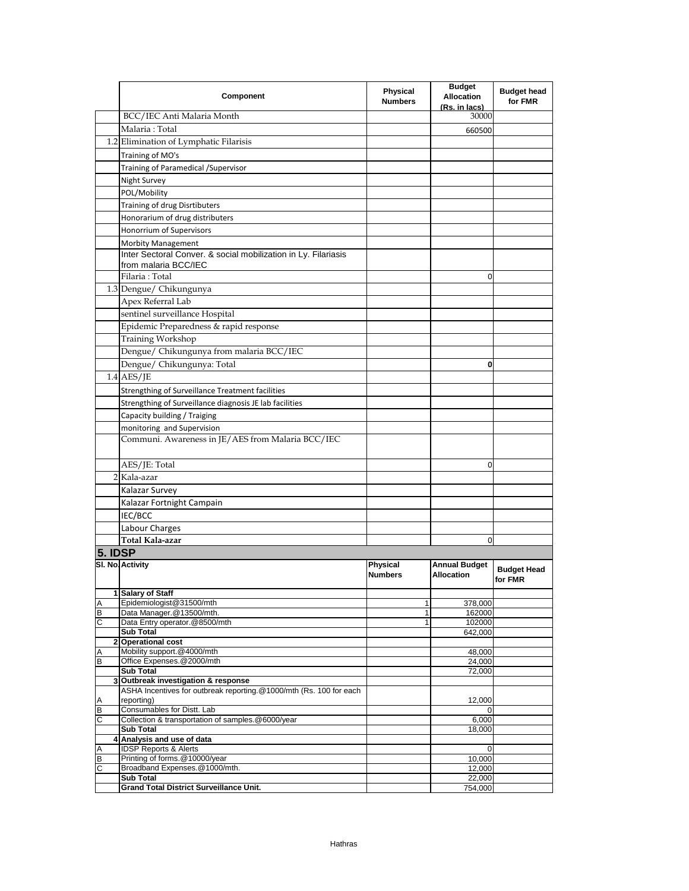| | Component | Physical Numbers | Budget Allocation (Rs. in lacs) | Budget head for FMR |
|---|---|---|---|---|
| | BCC/IEC Anti Malaria Month | | 30000 | |
| | Malaria : Total | | 660500 | |
| 1.2 | Elimination of Lymphatic Filarisis | | | |
| | Training of MO's | | | |
| | Training of Paramedical /Supervisor | | | |
| | Night Survey | | | |
| | POL/Mobility | | | |
| | Training of drug Disrtibuters | | | |
| | Honorarium of drug distributers | | | |
| | Honorrium of Supervisors | | | |
| | Morbity Management | | | |
| | Inter Sectoral Conver. & social mobilization in Ly. Filariasis from malaria BCC/IEC | | | |
| | Filaria : Total | | 0 | |
| 1.3 | Dengue/ Chikungunya | | | |
| | Apex Referral Lab | | | |
| | sentinel surveillance Hospital | | | |
| | Epidemic Preparedness & rapid response | | | |
| | Training Workshop | | | |
| | Dengue/ Chikungunya from malaria BCC/IEC | | | |
| | Dengue/ Chikungunya: Total | | **0** | |
| 1.4 | AES/JE | | | |
| | Strengthing of Surveillance Treatment facilities | | | |
| | Strengthing of Surveillance diagnosis JE lab facilities | | | |
| | Capacity building / Traiging | | | |
| | monitoring and Supervision | | | |
| | Communi. Awareness in JE/AES from Malaria BCC/IEC | | | |
| | AES/JE: Total | | 0 | |
| 2 | Kala-azar | | | |
| | Kalazar Survey | | | |
| | Kalazar Fortnight Campain | | | |
| | IEC/BCC | | | |
| | Labour Charges | | | |
| | **Total Kala-azar** | | 0 | |

## 5. IDSP

| Sl. No. | Activity | Physical Numbers | Annual Budget Allocation | Budget Head for FMR |
|---|---|---|---|---|
| 1 | **Salary of Staff** | | | |
| A | Epidemiologist@31500/mth | 1 | 378,000 | |
| B | Data Manager.@13500/mth. | 1 | 162000 | |
| C | Data Entry operator.@8500/mth | 1 | 102000 | |
| | **Sub Total** | | 642,000 | |
| 2 | **Operational cost** | | | |
| A | Mobility support.@4000/mth | | 48,000 | |
| B | Office Expenses.@2000/mth | | 24,000 | |
| | **Sub Total** | | 72,000 | |
| 3 | **Outbreak investigation & response** | | | |
| A | ASHA Incentives for outbreak reporting.@1000/mth (Rs. 100 for each reporting) | | 12,000 | |
| B | Consumables for Distt. Lab | | 0 | |
| C | Collection & transportation of samples.@6000/year | | 6,000 | |
| | **Sub Total** | | 18,000 | |
| 4 | **Analysis and use of data** | | | |
| A | IDSP Reports & Alerts | | 0 | |
| B | Printing of forms.@10000/year | | 10,000 | |
| C | Broadband Expenses.@1000/mth. | | 12,000 | |
| | **Sub Total** | | 22,000 | |
| | **Grand Total District Surveillance Unit.** | | 754,000 | |

Hathras